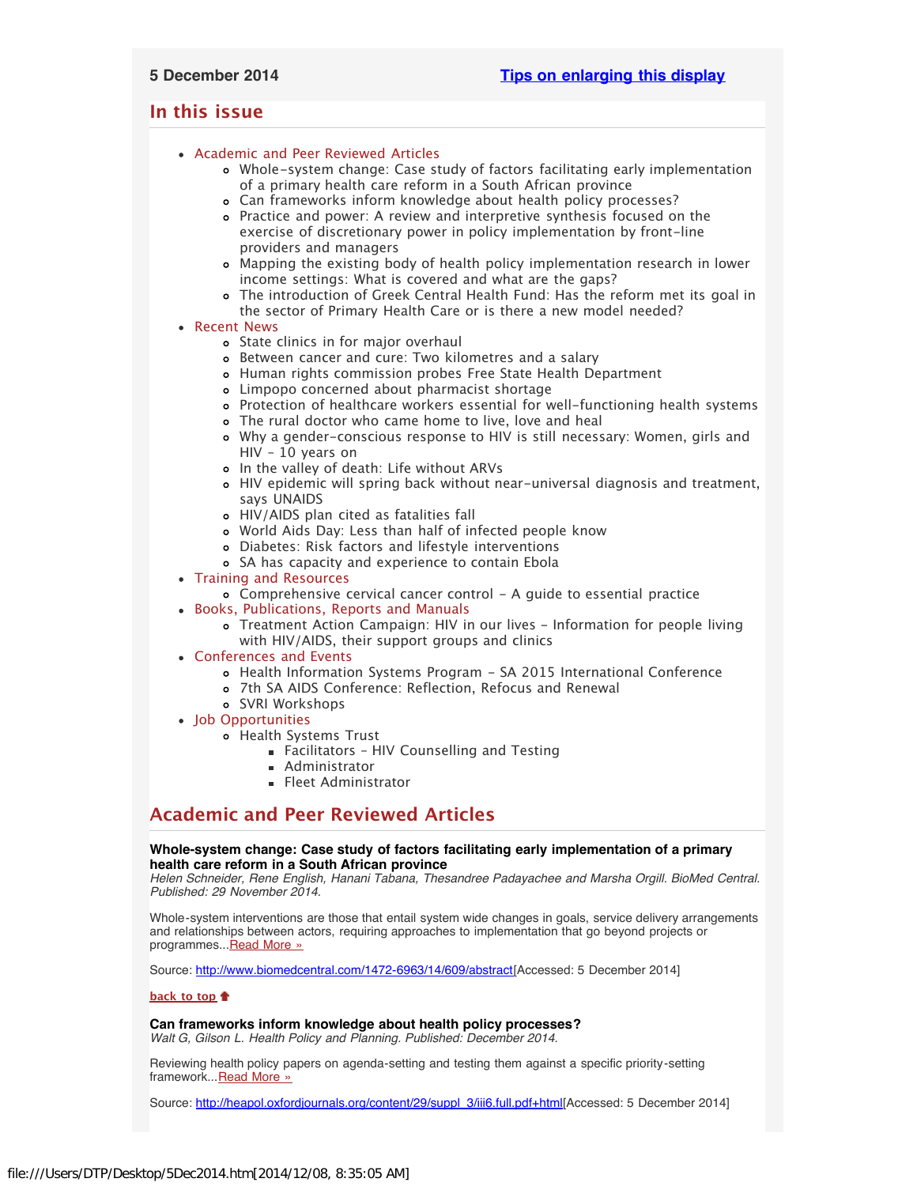5 December 2014 [Tips on enlarging this display]

## In this issue

- Academic and Peer Reviewed Articles
  - Whole-system change: Case study of factors facilitating early implementation of a primary health care reform in a South African province
  - Can frameworks inform knowledge about health policy processes?
  - Practice and power: A review and interpretive synthesis focused on the exercise of discretionary power in policy implementation by front-line providers and managers
  - Mapping the existing body of health policy implementation research in lower income settings: What is covered and what are the gaps?
  - The introduction of Greek Central Health Fund: Has the reform met its goal in the sector of Primary Health Care or is there a new model needed?
- Recent News
  - State clinics in for major overhaul
  - Between cancer and cure: Two kilometres and a salary
  - Human rights commission probes Free State Health Department
  - Limpopo concerned about pharmacist shortage
  - Protection of healthcare workers essential for well-functioning health systems
  - The rural doctor who came home to live, love and heal
  - Why a gender-conscious response to HIV is still necessary: Women, girls and HIV - 10 years on
  - In the valley of death: Life without ARVs
  - HIV epidemic will spring back without near-universal diagnosis and treatment, says UNAIDS
  - HIV/AIDS plan cited as fatalities fall
  - World Aids Day: Less than half of infected people know
  - Diabetes: Risk factors and lifestyle interventions
  - SA has capacity and experience to contain Ebola
- Training and Resources
  - Comprehensive cervical cancer control - A guide to essential practice
- Books, Publications, Reports and Manuals
  - Treatment Action Campaign: HIV in our lives - Information for people living with HIV/AIDS, their support groups and clinics
- Conferences and Events
  - Health Information Systems Program - SA 2015 International Conference
  - 7th SA AIDS Conference: Reflection, Refocus and Renewal
  - SVRI Workshops
- Job Opportunities
  - Health Systems Trust
    - Facilitators - HIV Counselling and Testing
    - Administrator
    - Fleet Administrator

## Academic and Peer Reviewed Articles

**Whole-system change: Case study of factors facilitating early implementation of a primary health care reform in a South African province**
*Helen Schneider, Rene English, Hanani Tabana, Thesandree Padayachee and Marsha Orgill. BioMed Central. Published: 29 November 2014.*

Whole-system interventions are those that entail system wide changes in goals, service delivery arrangements and relationships between actors, requiring approaches to implementation that go beyond projects or programmes...Read More »

Source: http://www.biomedcentral.com/1472-6963/14/609/abstract[Accessed: 5 December 2014]

back to top

**Can frameworks inform knowledge about health policy processes?**
*Walt G, Gilson L. Health Policy and Planning. Published: December 2014.*

Reviewing health policy papers on agenda-setting and testing them against a specific priority-setting framework...Read More »

Source: http://heapol.oxfordjournals.org/content/29/suppl_3/iii6.full.pdf+html[Accessed: 5 December 2014]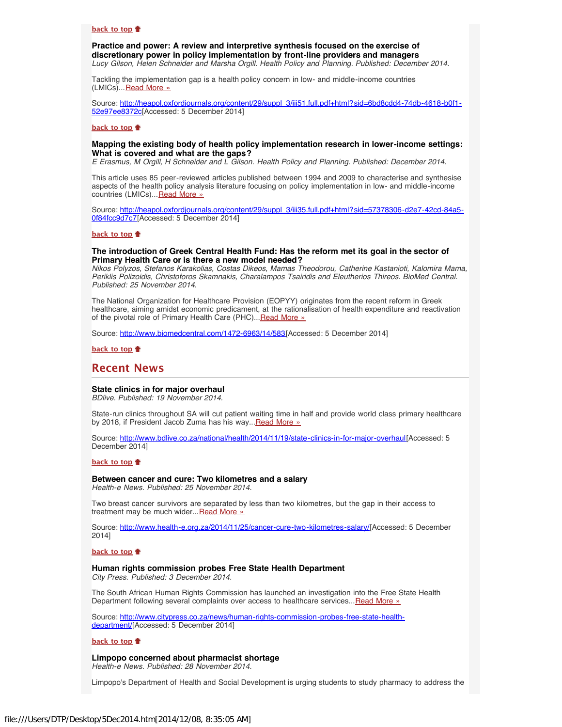**back to top**

**Practice and power: A review and interpretive synthesis focused on the exercise of discretionary power in policy implementation by front-line providers and managers**
*Lucy Gilson, Helen Schneider and Marsha Orgill. Health Policy and Planning. Published: December 2014.*

Tackling the implementation gap is a health policy concern in low- and middle-income countries (LMICs)...Read More »

Source: http://heapol.oxfordjournals.org/content/29/suppl_3/iii51.full.pdf+html?sid=6bd8cdd4-74db-4618-b0f1-52e97ee8372c[Accessed: 5 December 2014]

**back to top**

**Mapping the existing body of health policy implementation research in lower-income settings: What is covered and what are the gaps?**
*E Erasmus, M Orgill, H Schneider and L Gilson. Health Policy and Planning. Published: December 2014.*

This article uses 85 peer-reviewed articles published between 1994 and 2009 to characterise and synthesise aspects of the health policy analysis literature focusing on policy implementation in low- and middle-income countries (LMICs)...Read More »

Source: http://heapol.oxfordjournals.org/content/29/suppl_3/iii35.full.pdf+html?sid=57378306-d2e7-42cd-84a5-0f84fcc9d7c7[Accessed: 5 December 2014]

**back to top**

**The introduction of Greek Central Health Fund: Has the reform met its goal in the sector of Primary Health Care or is there a new model needed?**
*Nikos Polyzos, Stefanos Karakolias, Costas Dikeos, Mamas Theodorou, Catherine Kastanioti, Kalomira Mama, Periklis Polizoidis, Christoforos Skamnakis, Charalampos Tsairidis and Eleutherios Thireos. BioMed Central. Published: 25 November 2014.*

The National Organization for Healthcare Provision (EOPYY) originates from the recent reform in Greek healthcare, aiming amidst economic predicament, at the rationalisation of health expenditure and reactivation of the pivotal role of Primary Health Care (PHC)...Read More »

Source: http://www.biomedcentral.com/1472-6963/14/583[Accessed: 5 December 2014]

**back to top**

## Recent News

**State clinics in for major overhaul**
*BDlive. Published: 19 November 2014.*

State-run clinics throughout SA will cut patient waiting time in half and provide world class primary healthcare by 2018, if President Jacob Zuma has his way...Read More »

Source: http://www.bdlive.co.za/national/health/2014/11/19/state-clinics-in-for-major-overhaul[Accessed: 5 December 2014]

**back to top**

**Between cancer and cure: Two kilometres and a salary**
*Health-e News. Published: 25 November 2014.*

Two breast cancer survivors are separated by less than two kilometres, but the gap in their access to treatment may be much wider...Read More »

Source: http://www.health-e.org.za/2014/11/25/cancer-cure-two-kilometres-salary/[Accessed: 5 December 2014]

**back to top**

**Human rights commission probes Free State Health Department**
*City Press. Published: 3 December 2014.*

The South African Human Rights Commission has launched an investigation into the Free State Health Department following several complaints over access to healthcare services...Read More »

Source: http://www.citypress.co.za/news/human-rights-commission-probes-free-state-health-department/[Accessed: 5 December 2014]

**back to top**

**Limpopo concerned about pharmacist shortage**
*Health-e News. Published: 28 November 2014.*

Limpopo's Department of Health and Social Development is urging students to study pharmacy to address the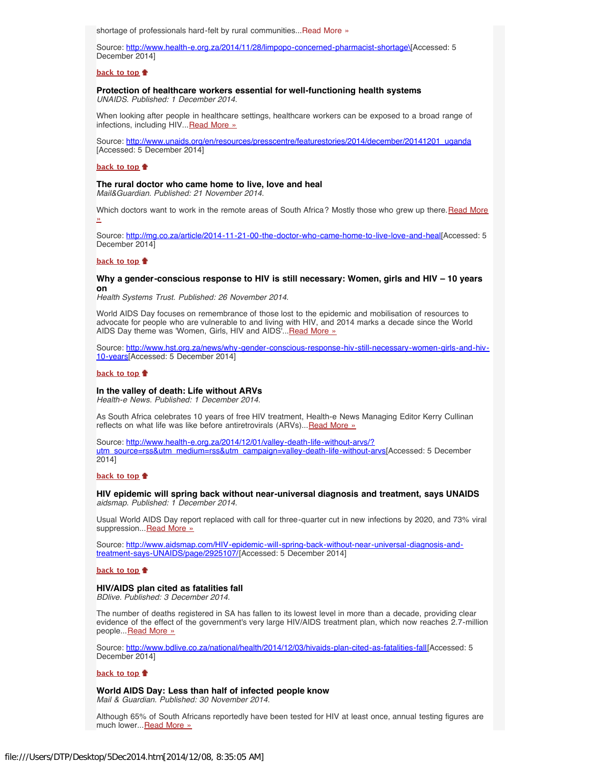shortage of professionals hard-felt by rural communities...Read More »

Source: http://www.health-e.org.za/2014/11/28/limpopo-concerned-pharmacist-shortage\[Accessed: 5 December 2014]

back to top

**Protection of healthcare workers essential for well-functioning health systems**
*UNAIDS. Published: 1 December 2014.*

When looking after people in healthcare settings, healthcare workers can be exposed to a broad range of infections, including HIV...Read More »

Source: http://www.unaids.org/en/resources/presscentre/featurestories/2014/december/20141201_uganda [Accessed: 5 December 2014]

back to top

**The rural doctor who came home to live, love and heal**
*Mail&Guardian. Published: 21 November 2014.*

Which doctors want to work in the remote areas of South Africa? Mostly those who grew up there.Read More »

Source: http://mg.co.za/article/2014-11-21-00-the-doctor-who-came-home-to-live-love-and-heal[Accessed: 5 December 2014]

back to top

**Why a gender-conscious response to HIV is still necessary: Women, girls and HIV – 10 years on**
*Health Systems Trust. Published: 26 November 2014.*

World AIDS Day focuses on remembrance of those lost to the epidemic and mobilisation of resources to advocate for people who are vulnerable to and living with HIV, and 2014 marks a decade since the World AIDS Day theme was 'Women, Girls, HIV and AIDS'...Read More »

Source: http://www.hst.org.za/news/why-gender-conscious-response-hiv-still-necessary-women-girls-and-hiv-10-years[Accessed: 5 December 2014]

back to top

**In the valley of death: Life without ARVs**
*Health-e News. Published: 1 December 2014.*

As South Africa celebrates 10 years of free HIV treatment, Health-e News Managing Editor Kerry Cullinan reflects on what life was like before antiretrovirals (ARVs)...Read More »

Source: http://www.health-e.org.za/2014/12/01/valley-death-life-without-arvs/?utm_source=rss&utm_medium=rss&utm_campaign=valley-death-life-without-arvs[Accessed: 5 December 2014]

back to top

**HIV epidemic will spring back without near-universal diagnosis and treatment, says UNAIDS**
*aidsmap. Published: 1 December 2014.*

Usual World AIDS Day report replaced with call for three-quarter cut in new infections by 2020, and 73% viral suppression...Read More »

Source: http://www.aidsmap.com/HIV-epidemic-will-spring-back-without-near-universal-diagnosis-and-treatment-says-UNAIDS/page/2925107/[Accessed: 5 December 2014]

back to top

**HIV/AIDS plan cited as fatalities fall**
*BDlive. Published: 3 December 2014.*

The number of deaths registered in SA has fallen to its lowest level in more than a decade, providing clear evidence of the effect of the government's very large HIV/AIDS treatment plan, which now reaches 2.7-million people...Read More »

Source: http://www.bdlive.co.za/national/health/2014/12/03/hivaids-plan-cited-as-fatalities-fall[Accessed: 5 December 2014]

back to top

**World AIDS Day: Less than half of infected people know**
*Mail & Guardian. Published: 30 November 2014.*

Although 65% of South Africans reportedly have been tested for HIV at least once, annual testing figures are much lower...Read More »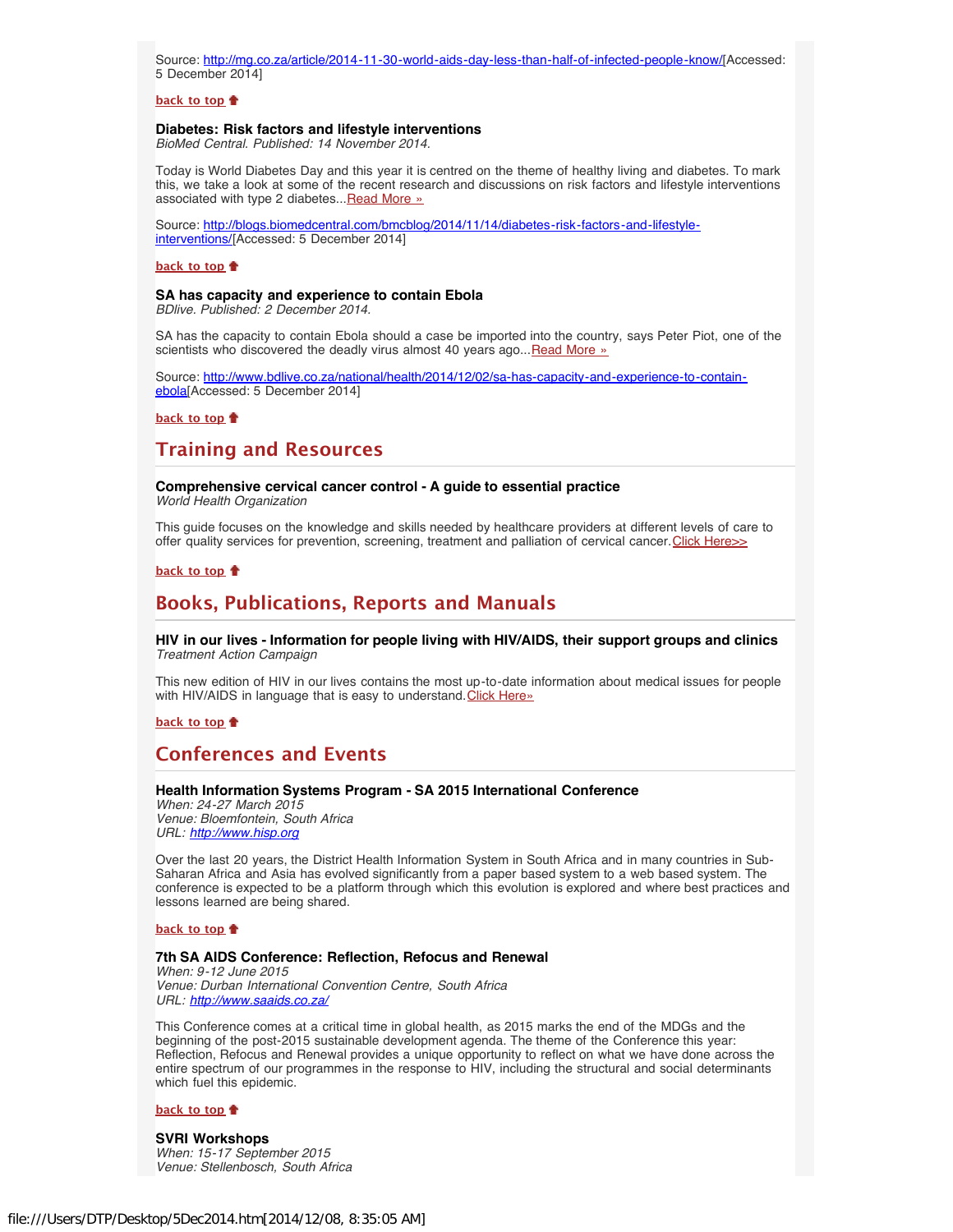Source: http://mg.co.za/article/2014-11-30-world-aids-day-less-than-half-of-infected-people-know/[Accessed: 5 December 2014]

**back to top**

**Diabetes: Risk factors and lifestyle interventions**
*BioMed Central. Published: 14 November 2014.*

Today is World Diabetes Day and this year it is centred on the theme of healthy living and diabetes. To mark this, we take a look at some of the recent research and discussions on risk factors and lifestyle interventions associated with type 2 diabetes...Read More »

Source: http://blogs.biomedcentral.com/bmcblog/2014/11/14/diabetes-risk-factors-and-lifestyle-interventions/[Accessed: 5 December 2014]

**back to top**

**SA has capacity and experience to contain Ebola**
*BDlive. Published: 2 December 2014.*

SA has the capacity to contain Ebola should a case be imported into the country, says Peter Piot, one of the scientists who discovered the deadly virus almost 40 years ago...Read More »

Source: http://www.bdlive.co.za/national/health/2014/12/02/sa-has-capacity-and-experience-to-contain-ebola[Accessed: 5 December 2014]

**back to top**

## Training and Resources

**Comprehensive cervical cancer control - A guide to essential practice**
*World Health Organization*

This guide focuses on the knowledge and skills needed by healthcare providers at different levels of care to offer quality services for prevention, screening, treatment and palliation of cervical cancer. Click Here>>

**back to top**

## Books, Publications, Reports and Manuals

**HIV in our lives - Information for people living with HIV/AIDS, their support groups and clinics**
*Treatment Action Campaign*

This new edition of HIV in our lives contains the most up-to-date information about medical issues for people with HIV/AIDS in language that is easy to understand. Click Here»

**back to top**

## Conferences and Events

**Health Information Systems Program - SA 2015 International Conference**
*When: 24-27 March 2015*
*Venue: Bloemfontein, South Africa*
*URL: http://www.hisp.org*

Over the last 20 years, the District Health Information System in South Africa and in many countries in Sub-Saharan Africa and Asia has evolved significantly from a paper based system to a web based system. The conference is expected to be a platform through which this evolution is explored and where best practices and lessons learned are being shared.

**back to top**

**7th SA AIDS Conference: Reflection, Refocus and Renewal**
*When: 9-12 June 2015*
*Venue: Durban International Convention Centre, South Africa*
*URL: http://www.saaids.co.za/*

This Conference comes at a critical time in global health, as 2015 marks the end of the MDGs and the beginning of the post-2015 sustainable development agenda. The theme of the Conference this year: Reflection, Refocus and Renewal provides a unique opportunity to reflect on what we have done across the entire spectrum of our programmes in the response to HIV, including the structural and social determinants which fuel this epidemic.

**back to top**

**SVRI Workshops**
*When: 15-17 September 2015*
*Venue: Stellenbosch, South Africa*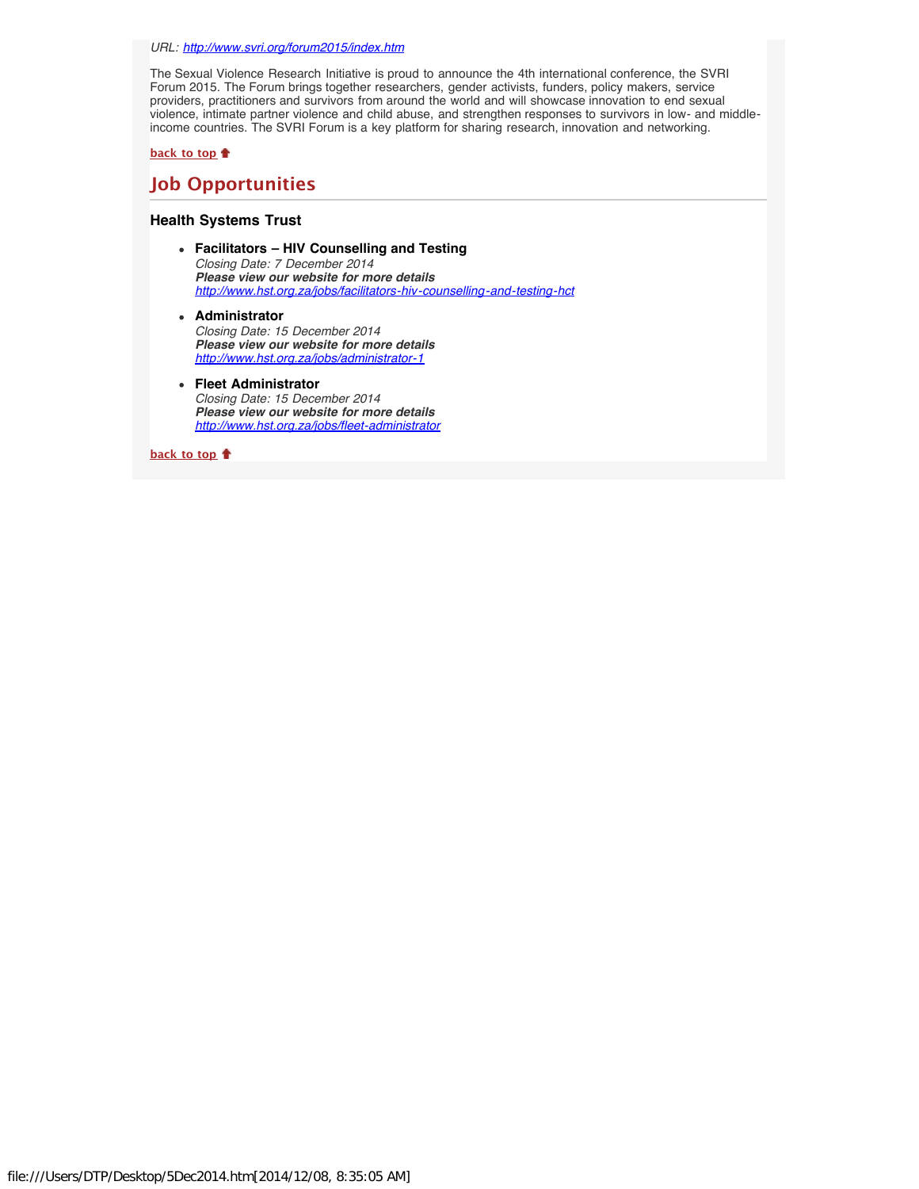*URL: [http://www.svri.org/forum2015/index.htm](http://www.svri.org/forum2015/index.htm)*

The Sexual Violence Research Initiative is proud to announce the 4th international conference, the SVRI Forum 2015. The Forum brings together researchers, gender activists, funders, policy makers, service providers, practitioners and survivors from around the world and will showcase innovation to end sexual violence, intimate partner violence and child abuse, and strengthen responses to survivors in low- and middle-income countries. The SVRI Forum is a key platform for sharing research, innovation and networking.

back to top

## Job Opportunities

### Health Systems Trust

- **Facilitators – HIV Counselling and Testing**
  *Closing Date: 7 December 2014*
  ***Please view our website for more details***
  *[http://www.hst.org.za/jobs/facilitators-hiv-counselling-and-testing-hct](http://www.hst.org.za/jobs/facilitators-hiv-counselling-and-testing-hct)*

- **Administrator**
  *Closing Date: 15 December 2014*
  ***Please view our website for more details***
  *[http://www.hst.org.za/jobs/administrator-1](http://www.hst.org.za/jobs/administrator-1)*

- **Fleet Administrator**
  *Closing Date: 15 December 2014*
  ***Please view our website for more details***
  *[http://www.hst.org.za/jobs/fleet-administrator](http://www.hst.org.za/jobs/fleet-administrator)*

back to top